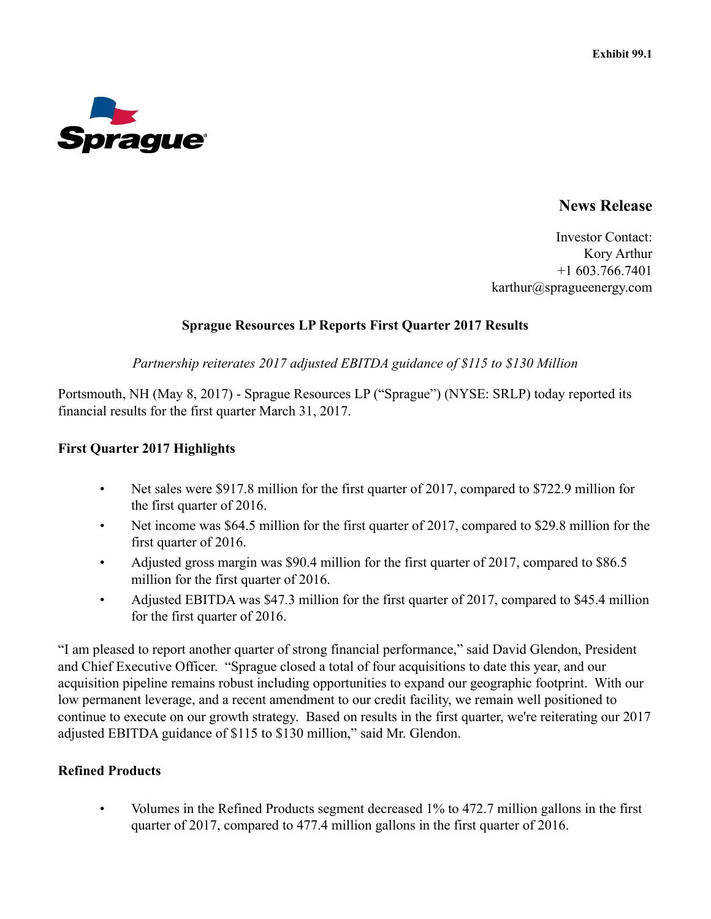Exhibit 99.1

Sprague

## News Release

Investor Contact:
Kory Arthur
+1 603.766.7401
karthur@spragueenergy.com

# Sprague Resources LP Reports First Quarter 2017 Results

*Partnership reiterates 2017 adjusted EBITDA guidance of $115 to $130 Million*

Portsmouth, NH (May 8, 2017) - Sprague Resources LP ("Sprague") (NYSE: SRLP) today reported its financial results for the first quarter March 31, 2017.

## First Quarter 2017 Highlights

- Net sales were $917.8 million for the first quarter of 2017, compared to $722.9 million for the first quarter of 2016.
- Net income was $64.5 million for the first quarter of 2017, compared to $29.8 million for the first quarter of 2016.
- Adjusted gross margin was $90.4 million for the first quarter of 2017, compared to $86.5 million for the first quarter of 2016.
- Adjusted EBITDA was $47.3 million for the first quarter of 2017, compared to $45.4 million for the first quarter of 2016.

"I am pleased to report another quarter of strong financial performance," said David Glendon, President and Chief Executive Officer. "Sprague closed a total of four acquisitions to date this year, and our acquisition pipeline remains robust including opportunities to expand our geographic footprint. With our low permanent leverage, and a recent amendment to our credit facility, we remain well positioned to continue to execute on our growth strategy. Based on results in the first quarter, we're reiterating our 2017 adjusted EBITDA guidance of $115 to $130 million," said Mr. Glendon.

## Refined Products

- Volumes in the Refined Products segment decreased 1% to 472.7 million gallons in the first quarter of 2017, compared to 477.4 million gallons in the first quarter of 2016.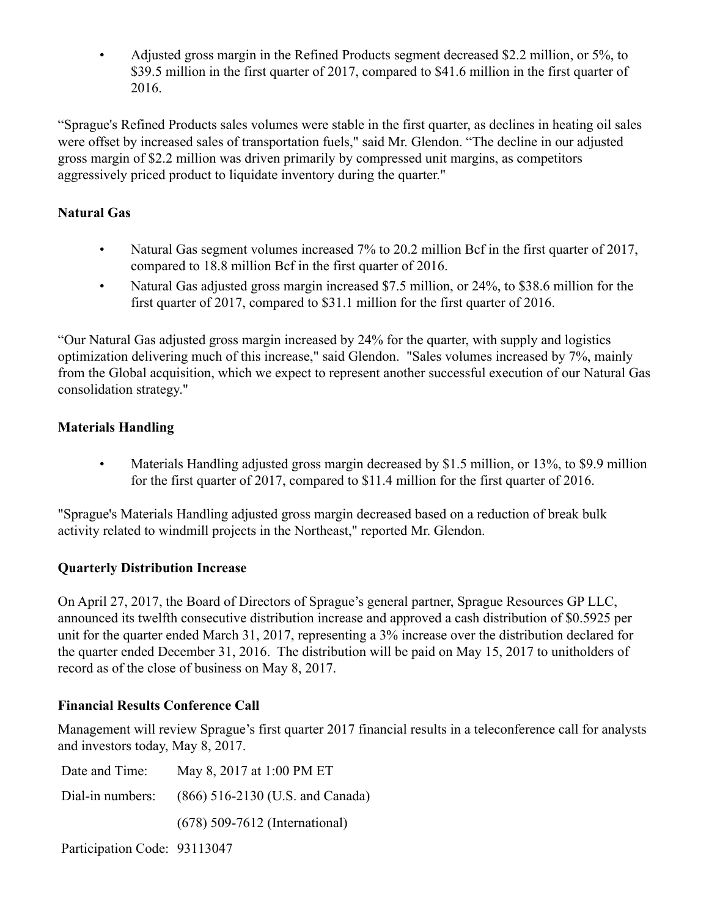- Adjusted gross margin in the Refined Products segment decreased $2.2 million, or 5%, to $39.5 million in the first quarter of 2017, compared to $41.6 million in the first quarter of 2016.

“Sprague's Refined Products sales volumes were stable in the first quarter, as declines in heating oil sales were offset by increased sales of transportation fuels," said Mr. Glendon. “The decline in our adjusted gross margin of $2.2 million was driven primarily by compressed unit margins, as competitors aggressively priced product to liquidate inventory during the quarter."

**Natural Gas**

- Natural Gas segment volumes increased 7% to 20.2 million Bcf in the first quarter of 2017, compared to 18.8 million Bcf in the first quarter of 2016.
- Natural Gas adjusted gross margin increased $7.5 million, or 24%, to $38.6 million for the first quarter of 2017, compared to $31.1 million for the first quarter of 2016.

“Our Natural Gas adjusted gross margin increased by 24% for the quarter, with supply and logistics optimization delivering much of this increase," said Glendon. "Sales volumes increased by 7%, mainly from the Global acquisition, which we expect to represent another successful execution of our Natural Gas consolidation strategy."

**Materials Handling**

- Materials Handling adjusted gross margin decreased by $1.5 million, or 13%, to $9.9 million for the first quarter of 2017, compared to $11.4 million for the first quarter of 2016.

"Sprague's Materials Handling adjusted gross margin decreased based on a reduction of break bulk activity related to windmill projects in the Northeast," reported Mr. Glendon.

**Quarterly Distribution Increase**

On April 27, 2017, the Board of Directors of Sprague’s general partner, Sprague Resources GP LLC, announced its twelfth consecutive distribution increase and approved a cash distribution of $0.5925 per unit for the quarter ended March 31, 2017, representing a 3% increase over the distribution declared for the quarter ended December 31, 2016. The distribution will be paid on May 15, 2017 to unitholders of record as of the close of business on May 8, 2017.

**Financial Results Conference Call**

Management will review Sprague’s first quarter 2017 financial results in a teleconference call for analysts and investors today, May 8, 2017.

| | |
|---|---|
| Date and Time: | May 8, 2017 at 1:00 PM ET |
| Dial-in numbers: | (866) 516-2130 (U.S. and Canada) |
| | (678) 509-7612 (International) |
| Participation Code: | 93113047 |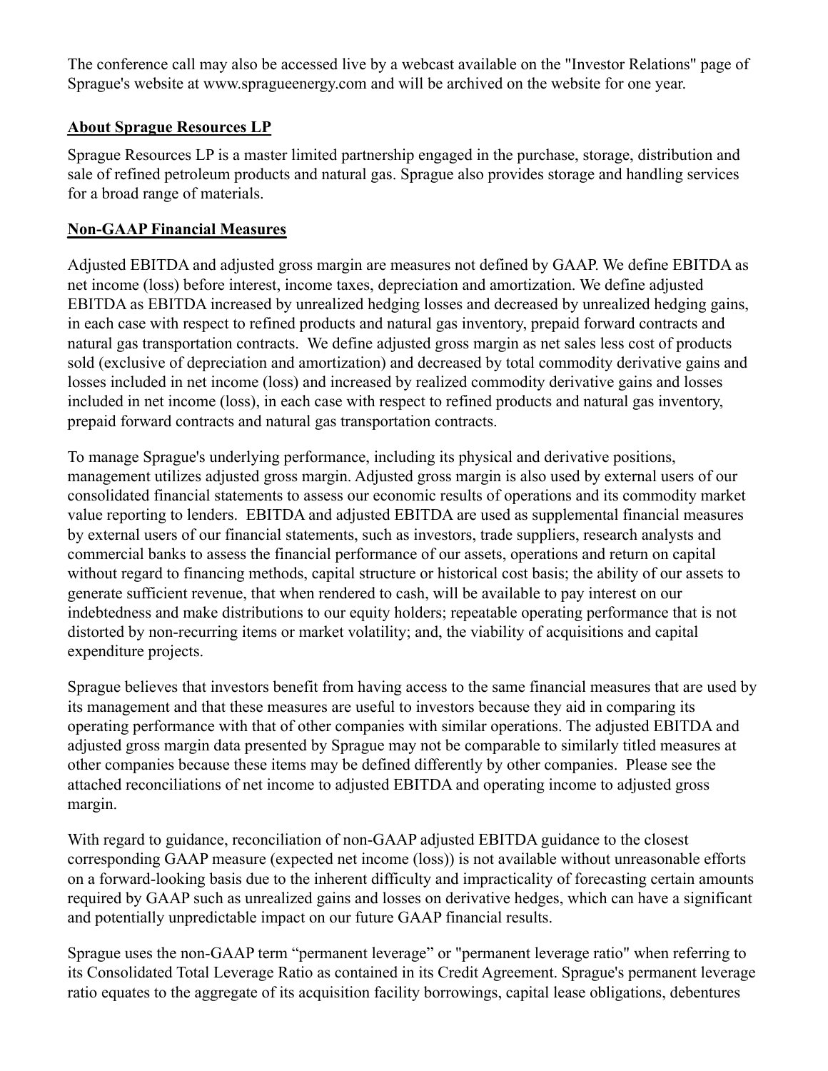The conference call may also be accessed live by a webcast available on the "Investor Relations" page of Sprague's website at www.spragueenergy.com and will be archived on the website for one year.

## About Sprague Resources LP

Sprague Resources LP is a master limited partnership engaged in the purchase, storage, distribution and sale of refined petroleum products and natural gas. Sprague also provides storage and handling services for a broad range of materials.

## Non-GAAP Financial Measures

Adjusted EBITDA and adjusted gross margin are measures not defined by GAAP. We define EBITDA as net income (loss) before interest, income taxes, depreciation and amortization. We define adjusted EBITDA as EBITDA increased by unrealized hedging losses and decreased by unrealized hedging gains, in each case with respect to refined products and natural gas inventory, prepaid forward contracts and natural gas transportation contracts. We define adjusted gross margin as net sales less cost of products sold (exclusive of depreciation and amortization) and decreased by total commodity derivative gains and losses included in net income (loss) and increased by realized commodity derivative gains and losses included in net income (loss), in each case with respect to refined products and natural gas inventory, prepaid forward contracts and natural gas transportation contracts.

To manage Sprague's underlying performance, including its physical and derivative positions, management utilizes adjusted gross margin. Adjusted gross margin is also used by external users of our consolidated financial statements to assess our economic results of operations and its commodity market value reporting to lenders. EBITDA and adjusted EBITDA are used as supplemental financial measures by external users of our financial statements, such as investors, trade suppliers, research analysts and commercial banks to assess the financial performance of our assets, operations and return on capital without regard to financing methods, capital structure or historical cost basis; the ability of our assets to generate sufficient revenue, that when rendered to cash, will be available to pay interest on our indebtedness and make distributions to our equity holders; repeatable operating performance that is not distorted by non-recurring items or market volatility; and, the viability of acquisitions and capital expenditure projects.

Sprague believes that investors benefit from having access to the same financial measures that are used by its management and that these measures are useful to investors because they aid in comparing its operating performance with that of other companies with similar operations. The adjusted EBITDA and adjusted gross margin data presented by Sprague may not be comparable to similarly titled measures at other companies because these items may be defined differently by other companies. Please see the attached reconciliations of net income to adjusted EBITDA and operating income to adjusted gross margin.

With regard to guidance, reconciliation of non-GAAP adjusted EBITDA guidance to the closest corresponding GAAP measure (expected net income (loss)) is not available without unreasonable efforts on a forward-looking basis due to the inherent difficulty and impracticality of forecasting certain amounts required by GAAP such as unrealized gains and losses on derivative hedges, which can have a significant and potentially unpredictable impact on our future GAAP financial results.

Sprague uses the non-GAAP term "permanent leverage" or "permanent leverage ratio" when referring to its Consolidated Total Leverage Ratio as contained in its Credit Agreement. Sprague's permanent leverage ratio equates to the aggregate of its acquisition facility borrowings, capital lease obligations, debentures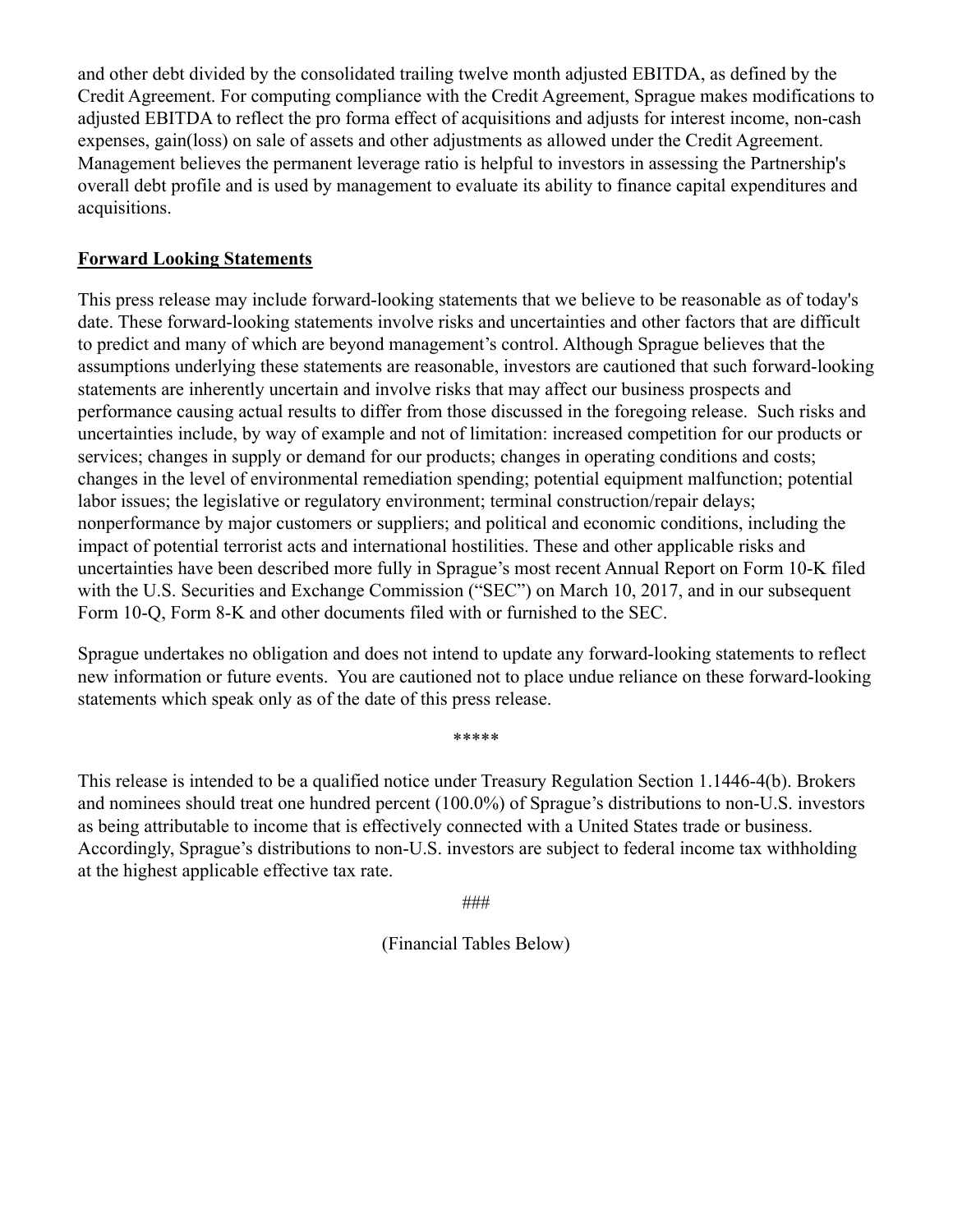and other debt divided by the consolidated trailing twelve month adjusted EBITDA, as defined by the Credit Agreement. For computing compliance with the Credit Agreement, Sprague makes modifications to adjusted EBITDA to reflect the pro forma effect of acquisitions and adjusts for interest income, non-cash expenses, gain(loss) on sale of assets and other adjustments as allowed under the Credit Agreement. Management believes the permanent leverage ratio is helpful to investors in assessing the Partnership's overall debt profile and is used by management to evaluate its ability to finance capital expenditures and acquisitions.

## Forward Looking Statements

This press release may include forward-looking statements that we believe to be reasonable as of today's date. These forward-looking statements involve risks and uncertainties and other factors that are difficult to predict and many of which are beyond management's control. Although Sprague believes that the assumptions underlying these statements are reasonable, investors are cautioned that such forward-looking statements are inherently uncertain and involve risks that may affect our business prospects and performance causing actual results to differ from those discussed in the foregoing release. Such risks and uncertainties include, by way of example and not of limitation: increased competition for our products or services; changes in supply or demand for our products; changes in operating conditions and costs; changes in the level of environmental remediation spending; potential equipment malfunction; potential labor issues; the legislative or regulatory environment; terminal construction/repair delays; nonperformance by major customers or suppliers; and political and economic conditions, including the impact of potential terrorist acts and international hostilities. These and other applicable risks and uncertainties have been described more fully in Sprague's most recent Annual Report on Form 10-K filed with the U.S. Securities and Exchange Commission ("SEC") on March 10, 2017, and in our subsequent Form 10-Q, Form 8-K and other documents filed with or furnished to the SEC.

Sprague undertakes no obligation and does not intend to update any forward-looking statements to reflect new information or future events. You are cautioned not to place undue reliance on these forward-looking statements which speak only as of the date of this press release.

*****

This release is intended to be a qualified notice under Treasury Regulation Section 1.1446-4(b). Brokers and nominees should treat one hundred percent (100.0%) of Sprague's distributions to non-U.S. investors as being attributable to income that is effectively connected with a United States trade or business. Accordingly, Sprague's distributions to non-U.S. investors are subject to federal income tax withholding at the highest applicable effective tax rate.

###

(Financial Tables Below)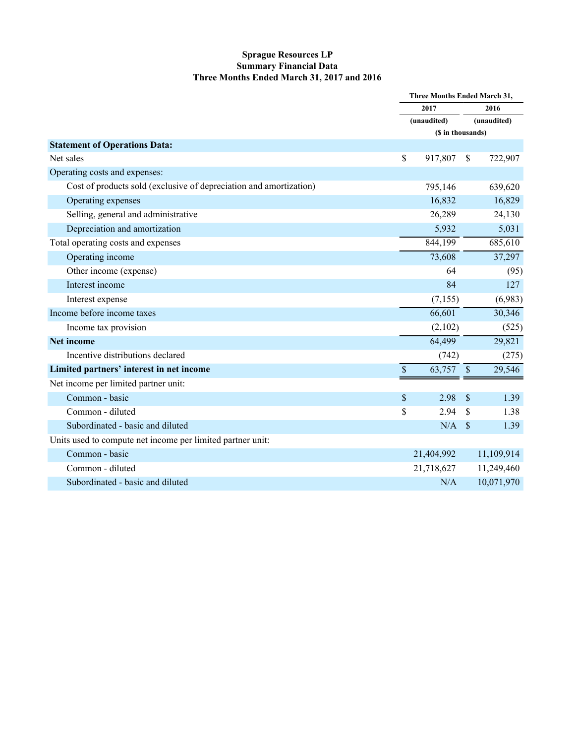# Sprague Resources LP
## Summary Financial Data
### Three Months Ended March 31, 2017 and 2016

| | Three Months Ended March 31, | |
|---|---|---|
| | 2017 | 2016 |
| | (unaudited) | (unaudited) |
| | ($ in thousands) | |
| **Statement of Operations Data:** | | |
| Net sales | $ 917,807 | $ 722,907 |
| Operating costs and expenses: | | |
| Cost of products sold (exclusive of depreciation and amortization) | 795,146 | 639,620 |
| Operating expenses | 16,832 | 16,829 |
| Selling, general and administrative | 26,289 | 24,130 |
| Depreciation and amortization | 5,932 | 5,031 |
| Total operating costs and expenses | 844,199 | 685,610 |
| Operating income | 73,608 | 37,297 |
| Other income (expense) | 64 | (95) |
| Interest income | 84 | 127 |
| Interest expense | (7,155) | (6,983) |
| Income before income taxes | 66,601 | 30,346 |
| Income tax provision | (2,102) | (525) |
| **Net income** | 64,499 | 29,821 |
| Incentive distributions declared | (742) | (275) |
| **Limited partners' interest in net income** | $ 63,757 | $ 29,546 |
| Net income per limited partner unit: | | |
| Common - basic | $ 2.98 | $ 1.39 |
| Common - diluted | $ 2.94 | $ 1.38 |
| Subordinated - basic and diluted | N/A | $ 1.39 |
| Units used to compute net income per limited partner unit: | | |
| Common - basic | 21,404,992 | 11,109,914 |
| Common - diluted | 21,718,627 | 11,249,460 |
| Subordinated - basic and diluted | N/A | 10,071,970 |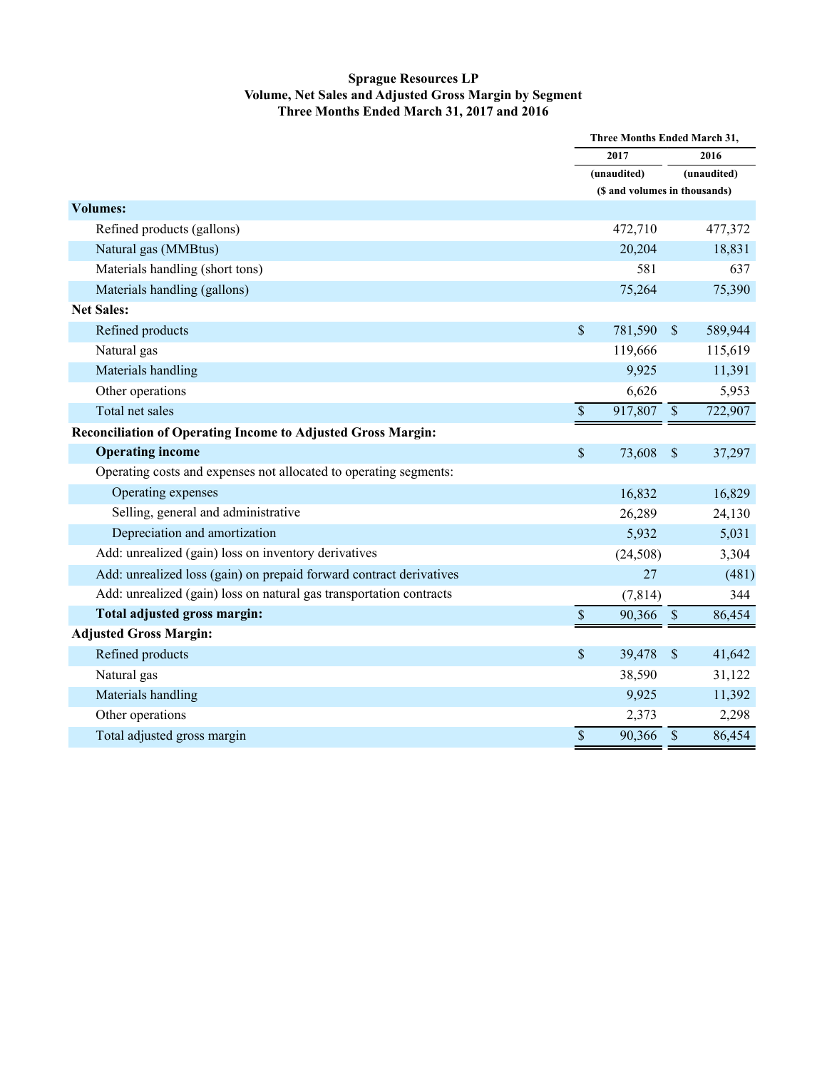**Sprague Resources LP**
**Volume, Net Sales and Adjusted Gross Margin by Segment**
**Three Months Ended March 31, 2017 and 2016**

| | Three Months Ended March 31, | |
|---|---|---|
| | 2017 | 2016 |
| | (unaudited) | (unaudited) |
| | ($ and volumes in thousands) | |
| **Volumes:** | | |
| Refined products (gallons) | 472,710 | 477,372 |
| Natural gas (MMBtus) | 20,204 | 18,831 |
| Materials handling (short tons) | 581 | 637 |
| Materials handling (gallons) | 75,264 | 75,390 |
| **Net Sales:** | | |
| Refined products | $ 781,590 | $ 589,944 |
| Natural gas | 119,666 | 115,619 |
| Materials handling | 9,925 | 11,391 |
| Other operations | 6,626 | 5,953 |
| Total net sales | $ 917,807 | $ 722,907 |
| **Reconciliation of Operating Income to Adjusted Gross Margin:** | | |
| **Operating income** | $ 73,608 | $ 37,297 |
| Operating costs and expenses not allocated to operating segments: | | |
| Operating expenses | 16,832 | 16,829 |
| Selling, general and administrative | 26,289 | 24,130 |
| Depreciation and amortization | 5,932 | 5,031 |
| Add: unrealized (gain) loss on inventory derivatives | (24,508) | 3,304 |
| Add: unrealized loss (gain) on prepaid forward contract derivatives | 27 | (481) |
| Add: unrealized (gain) loss on natural gas transportation contracts | (7,814) | 344 |
| **Total adjusted gross margin:** | $ 90,366 | $ 86,454 |
| **Adjusted Gross Margin:** | | |
| Refined products | $ 39,478 | $ 41,642 |
| Natural gas | 38,590 | 31,122 |
| Materials handling | 9,925 | 11,392 |
| Other operations | 2,373 | 2,298 |
| Total adjusted gross margin | $ 90,366 | $ 86,454 |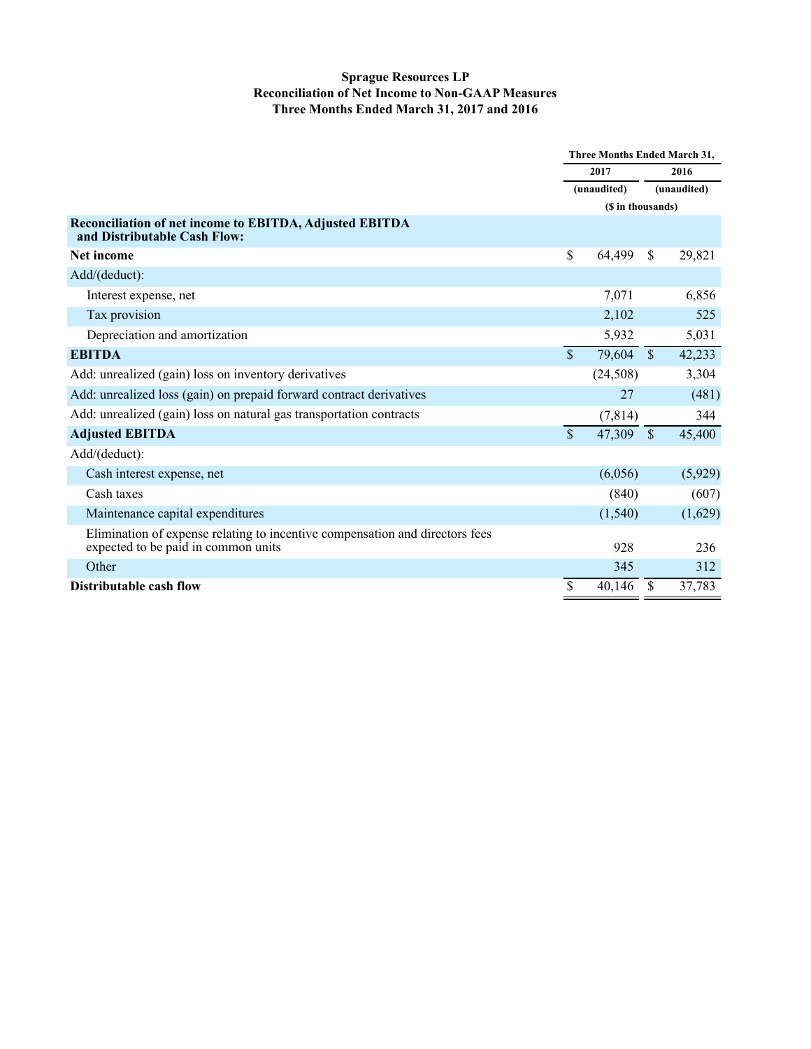**Sprague Resources LP**
**Reconciliation of Net Income to Non-GAAP Measures**
**Three Months Ended March 31, 2017 and 2016**

| | Three Months Ended March 31, | |
|---|---|---|
| | 2017 | 2016 |
| | (unaudited) | (unaudited) |
| | ($ in thousands) | |
| **Reconciliation of net income to EBITDA, Adjusted EBITDA and Distributable Cash Flow:** | | |
| **Net income** | $ 64,499 | $ 29,821 |
| Add/(deduct): | | |
| Interest expense, net | 7,071 | 6,856 |
| Tax provision | 2,102 | 525 |
| Depreciation and amortization | 5,932 | 5,031 |
| **EBITDA** | $ 79,604 | $ 42,233 |
| Add: unrealized (gain) loss on inventory derivatives | (24,508) | 3,304 |
| Add: unrealized loss (gain) on prepaid forward contract derivatives | 27 | (481) |
| Add: unrealized (gain) loss on natural gas transportation contracts | (7,814) | 344 |
| **Adjusted EBITDA** | $ 47,309 | $ 45,400 |
| Add/(deduct): | | |
| Cash interest expense, net | (6,056) | (5,929) |
| Cash taxes | (840) | (607) |
| Maintenance capital expenditures | (1,540) | (1,629) |
| Elimination of expense relating to incentive compensation and directors fees expected to be paid in common units | 928 | 236 |
| Other | 345 | 312 |
| **Distributable cash flow** | $ 40,146 | $ 37,783 |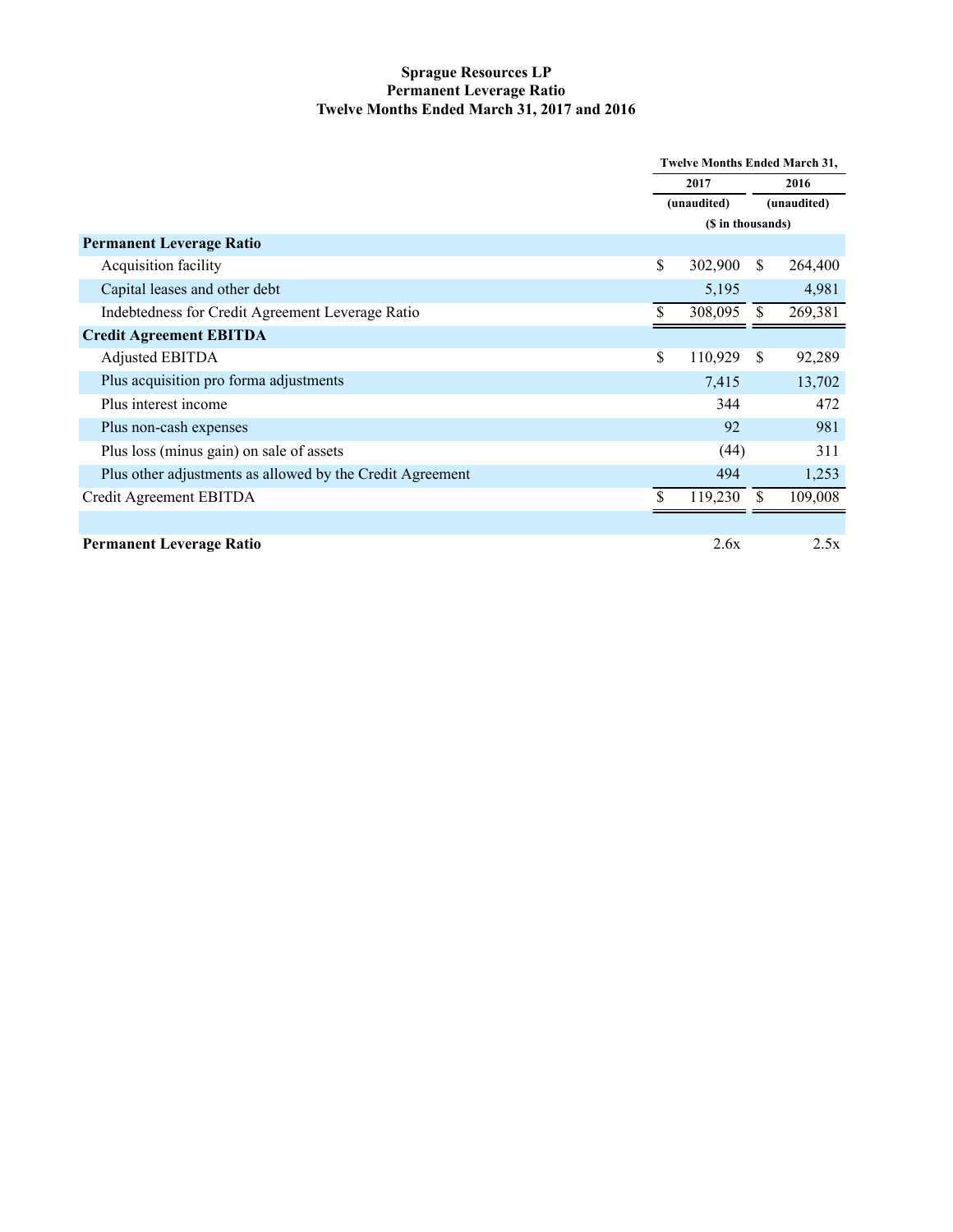**Sprague Resources LP**
**Permanent Leverage Ratio**
**Twelve Months Ended March 31, 2017 and 2016**

| | Twelve Months Ended March 31, | |
|---|---|---|
| | 2017 | 2016 |
| | (unaudited) | (unaudited) |
| | ($ in thousands) | |
| **Permanent Leverage Ratio** | | |
| Acquisition facility | $ 302,900 | $ 264,400 |
| Capital leases and other debt | 5,195 | 4,981 |
| Indebtedness for Credit Agreement Leverage Ratio | $ 308,095 | $ 269,381 |
| **Credit Agreement EBITDA** | | |
| Adjusted EBITDA | $ 110,929 | $ 92,289 |
| Plus acquisition pro forma adjustments | 7,415 | 13,702 |
| Plus interest income | 344 | 472 |
| Plus non-cash expenses | 92 | 981 |
| Plus loss (minus gain) on sale of assets | (44) | 311 |
| Plus other adjustments as allowed by the Credit Agreement | 494 | 1,253 |
| Credit Agreement EBITDA | $ 119,230 | $ 109,008 |
| | | |
| **Permanent Leverage Ratio** | 2.6x | 2.5x |